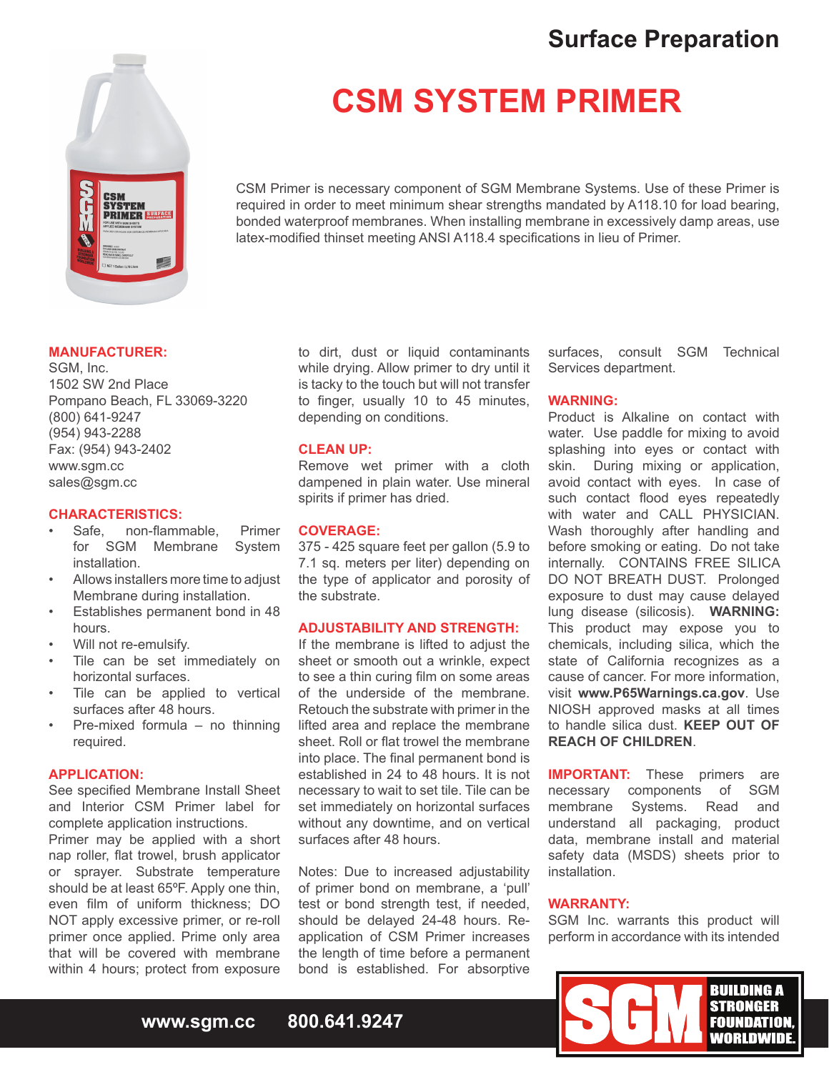## Surface Preparation

# CSM SYSTEM PRIMER

CSM Primer is necessary component of SGM Membrane Systems. Use of these Primer is required in order to meet minimum shear strengths mandated by A118.10 for load bearing, bonded waterproof membranes. When installing membrane in excessively damp areas, use latex-modified thinset meeting ANSI A118.4 specifications in lieu of Primer.

### MANUFACTURER:

SGM, Inc.
1502 SW 2nd Place
Pompano Beach, FL 33069-3220
(800) 641-9247
(954) 943-2288
Fax: (954) 943-2402
www.sgm.cc
sales@sgm.cc

### CHARACTERISTICS:

- Safe, non-flammable, Primer for SGM Membrane System installation.
- Allows installers more time to adjust Membrane during installation.
- Establishes permanent bond in 48 hours.
- Will not re-emulsify.
- Tile can be set immediately on horizontal surfaces.
- Tile can be applied to vertical surfaces after 48 hours.
- Pre-mixed formula – no thinning required.

### APPLICATION:

See specified Membrane Install Sheet and Interior CSM Primer label for complete application instructions.

Primer may be applied with a short nap roller, flat trowel, brush applicator or sprayer. Substrate temperature should be at least 65ºF. Apply one thin, even film of uniform thickness; DO NOT apply excessive primer, or re-roll primer once applied. Prime only area that will be covered with membrane within 4 hours; protect from exposure to dirt, dust or liquid contaminants while drying. Allow primer to dry until it is tacky to the touch but will not transfer to finger, usually 10 to 45 minutes, depending on conditions.

### CLEAN UP:

Remove wet primer with a cloth dampened in plain water. Use mineral spirits if primer has dried.

### COVERAGE:

375 - 425 square feet per gallon (5.9 to 7.1 sq. meters per liter) depending on the type of applicator and porosity of the substrate.

### ADJUSTABILITY AND STRENGTH:

If the membrane is lifted to adjust the sheet or smooth out a wrinkle, expect to see a thin curing film on some areas of the underside of the membrane. Retouch the substrate with primer in the lifted area and replace the membrane sheet. Roll or flat trowel the membrane into place. The final permanent bond is established in 24 to 48 hours. It is not necessary to wait to set tile. Tile can be set immediately on horizontal surfaces without any downtime, and on vertical surfaces after 48 hours.

Notes: Due to increased adjustability of primer bond on membrane, a 'pull' test or bond strength test, if needed, should be delayed 24-48 hours. Re-application of CSM Primer increases the length of time before a permanent bond is established. For absorptive surfaces, consult SGM Technical Services department.

### WARNING:

Product is Alkaline on contact with water. Use paddle for mixing to avoid splashing into eyes or contact with skin. During mixing or application, avoid contact with eyes. In case of such contact flood eyes repeatedly with water and CALL PHYSICIAN. Wash thoroughly after handling and before smoking or eating. Do not take internally. CONTAINS FREE SILICA DO NOT BREATH DUST. Prolonged exposure to dust may cause delayed lung disease (silicosis). **WARNING:** This product may expose you to chemicals, including silica, which the state of California recognizes as a cause of cancer. For more information, visit **www.P65Warnings.ca.gov**. Use NIOSH approved masks at all times to handle silica dust. **KEEP OUT OF REACH OF CHILDREN**.

**IMPORTANT:** These primers are necessary components of SGM membrane Systems. Read and understand all packaging, product data, membrane install and material safety data (MSDS) sheets prior to installation.

### WARRANTY:

SGM Inc. warrants this product will perform in accordance with its intended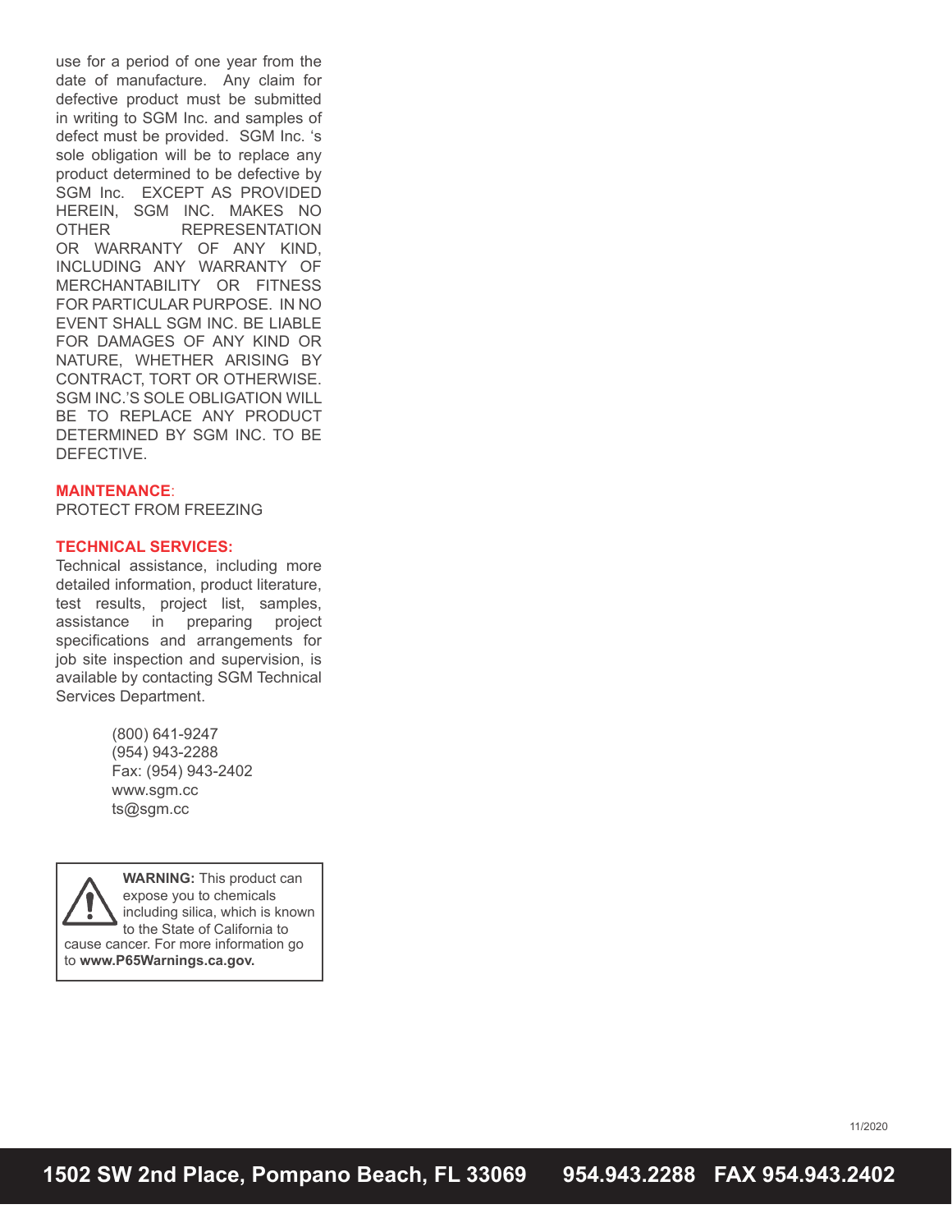use for a period of one year from the date of manufacture. Any claim for defective product must be submitted in writing to SGM Inc. and samples of defect must be provided. SGM Inc. 's sole obligation will be to replace any product determined to be defective by SGM Inc. EXCEPT AS PROVIDED HEREIN, SGM INC. MAKES NO OTHER REPRESENTATION OR WARRANTY OF ANY KIND, INCLUDING ANY WARRANTY OF MERCHANTABILITY OR FITNESS FOR PARTICULAR PURPOSE. IN NO EVENT SHALL SGM INC. BE LIABLE FOR DAMAGES OF ANY KIND OR NATURE, WHETHER ARISING BY CONTRACT, TORT OR OTHERWISE. SGM INC.'S SOLE OBLIGATION WILL BE TO REPLACE ANY PRODUCT DETERMINED BY SGM INC. TO BE DEFECTIVE.

**MAINTENANCE**:

PROTECT FROM FREEZING

**TECHNICAL SERVICES:**

Technical assistance, including more detailed information, product literature, test results, project list, samples, assistance in preparing project specifications and arrangements for job site inspection and supervision, is available by contacting SGM Technical Services Department.

(800) 641-9247
(954) 943-2288
Fax: (954) 943-2402
www.sgm.cc
ts@sgm.cc

**WARNING:** This product can expose you to chemicals including silica, which is known to the State of California to cause cancer. For more information go to **www.P65Warnings.ca.gov.**

11/2020

**1502 SW 2nd Place, Pompano Beach, FL 33069 954.943.2288 FAX 954.943.2402**